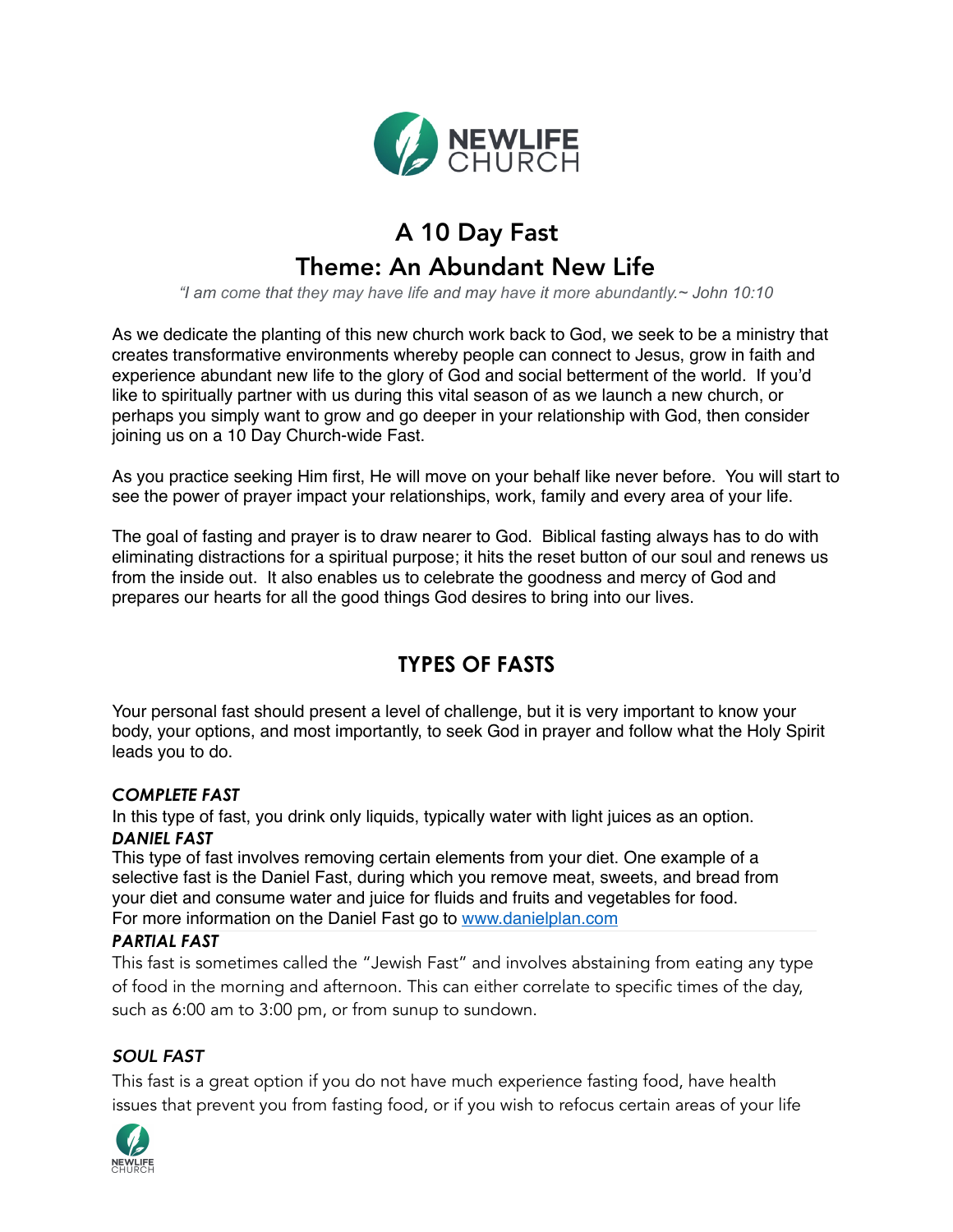NEWLIFE CHURCH

# A 10 Day Fast

# Theme: An Abundant New Life

*"I am come that they may have life and may have it more abundantly.~ John 10:10*

As we dedicate the planting of this new church work back to God, we seek to be a ministry that creates transformative environments whereby people can connect to Jesus, grow in faith and experience abundant new life to the glory of God and social betterment of the world. If you'd like to spiritually partner with us during this vital season of as we launch a new church, or perhaps you simply want to grow and go deeper in your relationship with God, then consider joining us on a 10 Day Church-wide Fast.

As you practice seeking Him first, He will move on your behalf like never before. You will start to see the power of prayer impact your relationships, work, family and every area of your life.

The goal of fasting and prayer is to draw nearer to God. Biblical fasting always has to do with eliminating distractions for a spiritual purpose; it hits the reset button of our soul and renews us from the inside out. It also enables us to celebrate the goodness and mercy of God and prepares our hearts for all the good things God desires to bring into our lives.

## TYPES OF FASTS

Your personal fast should present a level of challenge, but it is very important to know your body, your options, and most importantly, to seek God in prayer and follow what the Holy Spirit leads you to do.

### *COMPLETE FAST*

In this type of fast, you drink only liquids, typically water with light juices as an option.

### *DANIEL FAST*

This type of fast involves removing certain elements from your diet. One example of a selective fast is the Daniel Fast, during which you remove meat, sweets, and bread from your diet and consume water and juice for fluids and fruits and vegetables for food.
For more information on the Daniel Fast go to [www.danielplan.com](http://www.danielplan.com)

### *PARTIAL FAST*

This fast is sometimes called the "Jewish Fast" and involves abstaining from eating any type of food in the morning and afternoon. This can either correlate to specific times of the day, such as 6:00 am to 3:00 pm, or from sunup to sundown.

### *SOUL FAST*

This fast is a great option if you do not have much experience fasting food, have health issues that prevent you from fasting food, or if you wish to refocus certain areas of your life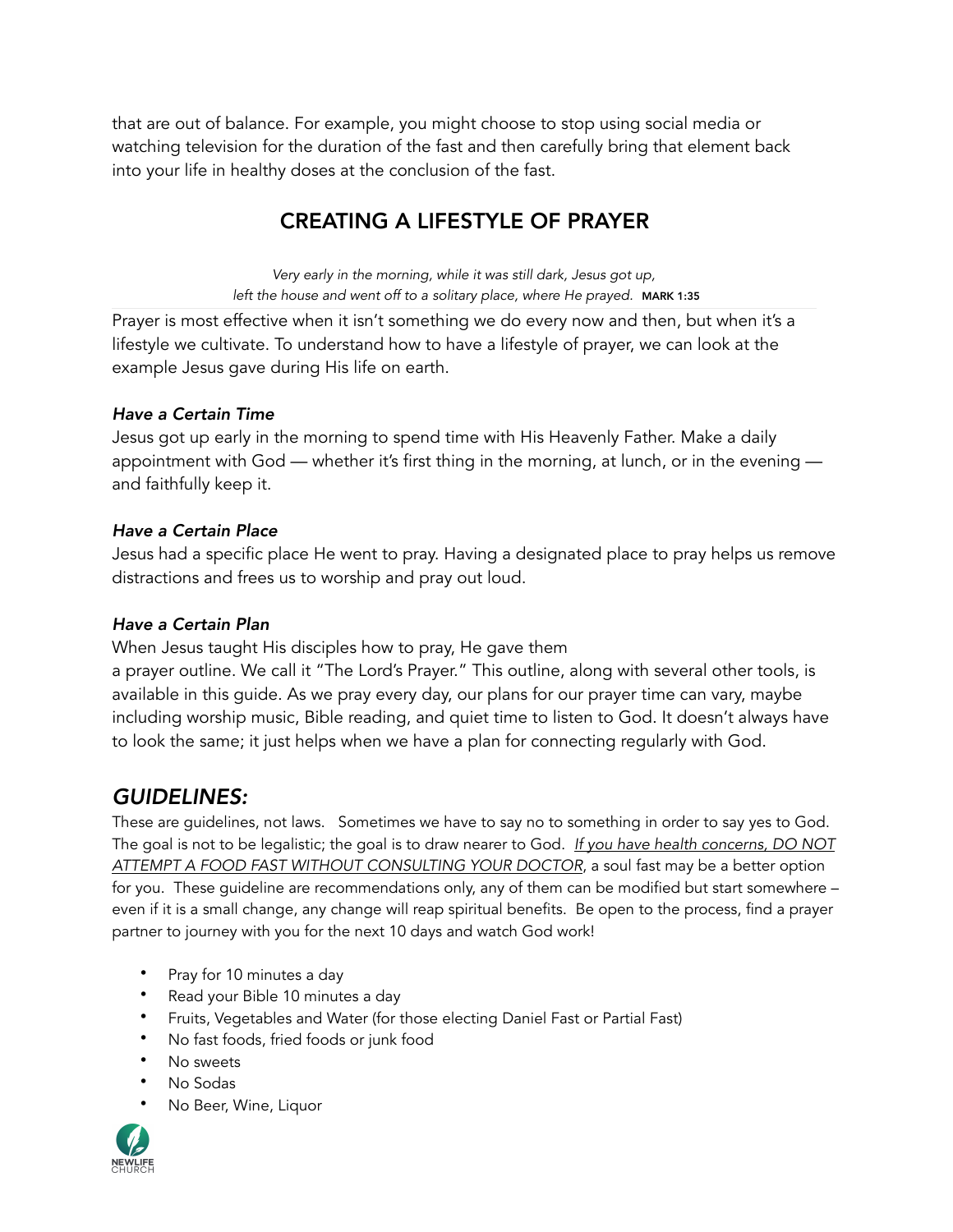that are out of balance. For example, you might choose to stop using social media or watching television for the duration of the fast and then carefully bring that element back into your life in healthy doses at the conclusion of the fast.

## CREATING A LIFESTYLE OF PRAYER

*Very early in the morning, while it was still dark, Jesus got up,*
*left the house and went off to a solitary place, where He prayed.* **MARK 1:35**

Prayer is most effective when it isn't something we do every now and then, but when it's a lifestyle we cultivate. To understand how to have a lifestyle of prayer, we can look at the example Jesus gave during His life on earth.

***Have a Certain Time***
Jesus got up early in the morning to spend time with His Heavenly Father. Make a daily appointment with God — whether it's first thing in the morning, at lunch, or in the evening — and faithfully keep it.

***Have a Certain Place***
Jesus had a specific place He went to pray. Having a designated place to pray helps us remove distractions and frees us to worship and pray out loud.

***Have a Certain Plan***
When Jesus taught His disciples how to pray, He gave them
a prayer outline. We call it "The Lord's Prayer." This outline, along with several other tools, is available in this guide. As we pray every day, our plans for our prayer time can vary, maybe including worship music, Bible reading, and quiet time to listen to God. It doesn't always have to look the same; it just helps when we have a plan for connecting regularly with God.

## *GUIDELINES:*

These are guidelines, not laws. Sometimes we have to say no to something in order to say yes to God. The goal is not to be legalistic; the goal is to draw nearer to God. *<u>If you have health concerns, DO NOT ATTEMPT A FOOD FAST WITHOUT CONSULTING YOUR DOCTOR</u>*, a soul fast may be a better option for you. These guideline are recommendations only, any of them can be modified but start somewhere – even if it is a small change, any change will reap spiritual benefits. Be open to the process, find a prayer partner to journey with you for the next 10 days and watch God work!

- Pray for 10 minutes a day
- Read your Bible 10 minutes a day
- Fruits, Vegetables and Water (for those electing Daniel Fast or Partial Fast)
- No fast foods, fried foods or junk food
- No sweets
- No Sodas
- No Beer, Wine, Liquor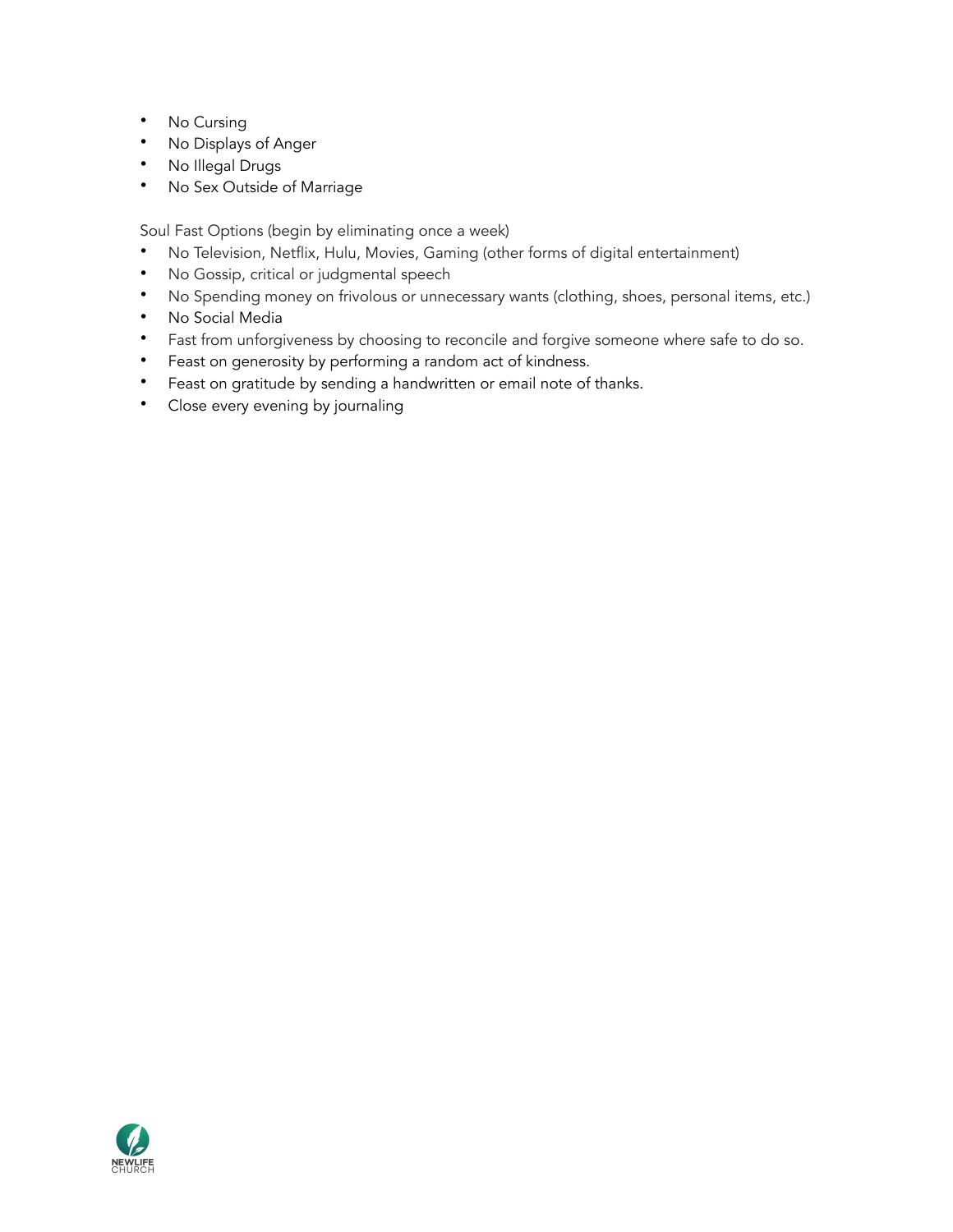- No Cursing
- No Displays of Anger
- No Illegal Drugs
- No Sex Outside of Marriage

Soul Fast Options (begin by eliminating once a week)

- No Television, Netflix, Hulu, Movies, Gaming (other forms of digital entertainment)
- No Gossip, critical or judgmental speech
- No Spending money on frivolous or unnecessary wants (clothing, shoes, personal items, etc.)
- No Social Media
- Fast from unforgiveness by choosing to reconcile and forgive someone where safe to do so.
- Feast on generosity by performing a random act of kindness.
- Feast on gratitude by sending a handwritten or email note of thanks.
- Close every evening by journaling